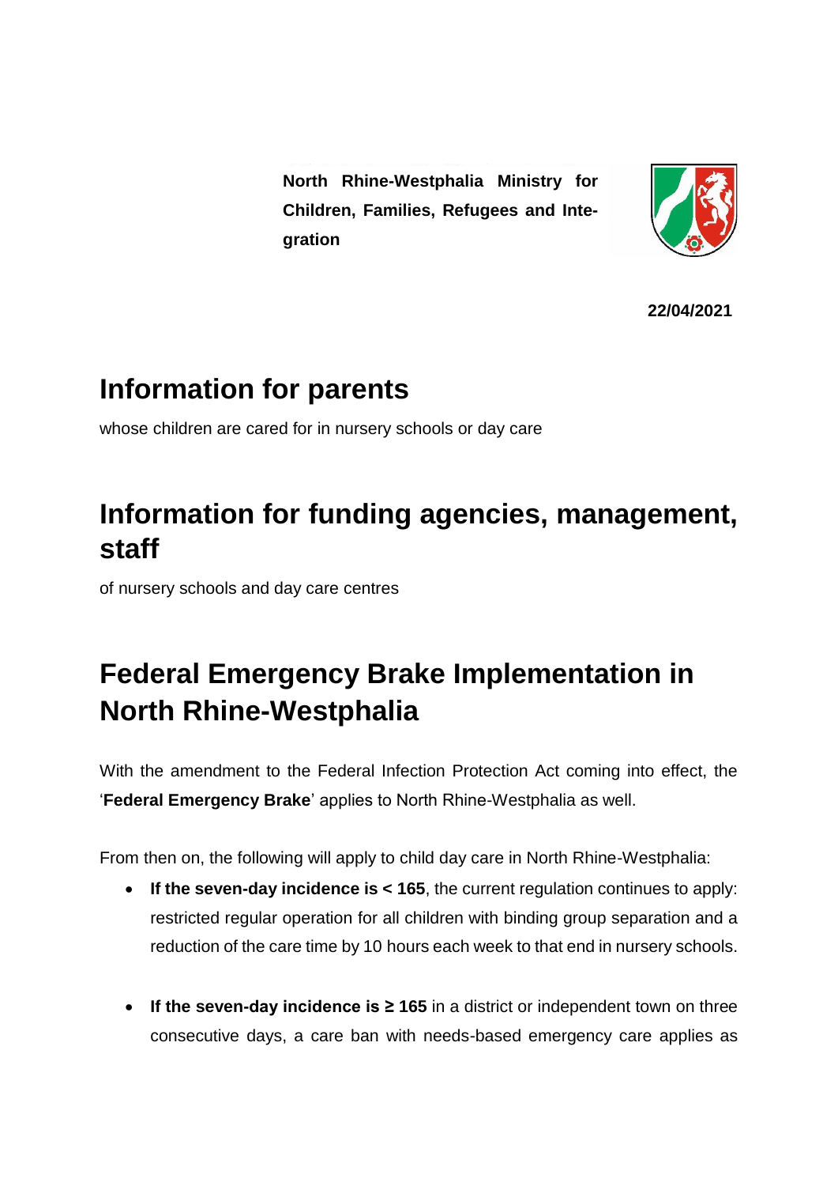**North Rhine-Westphalia Ministry for Children, Families, Refugees and Integration**

**22/04/2021**

# Information for parents

whose children are cared for in nursery schools or day care

# Information for funding agencies, management, staff

of nursery schools and day care centres

# Federal Emergency Brake Implementation in North Rhine-Westphalia

With the amendment to the Federal Infection Protection Act coming into effect, the '**Federal Emergency Brake**' applies to North Rhine-Westphalia as well.

From then on, the following will apply to child day care in North Rhine-Westphalia:

- **If the seven-day incidence is < 165**, the current regulation continues to apply: restricted regular operation for all children with binding group separation and a reduction of the care time by 10 hours each week to that end in nursery schools.

- **If the seven-day incidence is ≥ 165** in a district or independent town on three consecutive days, a care ban with needs-based emergency care applies as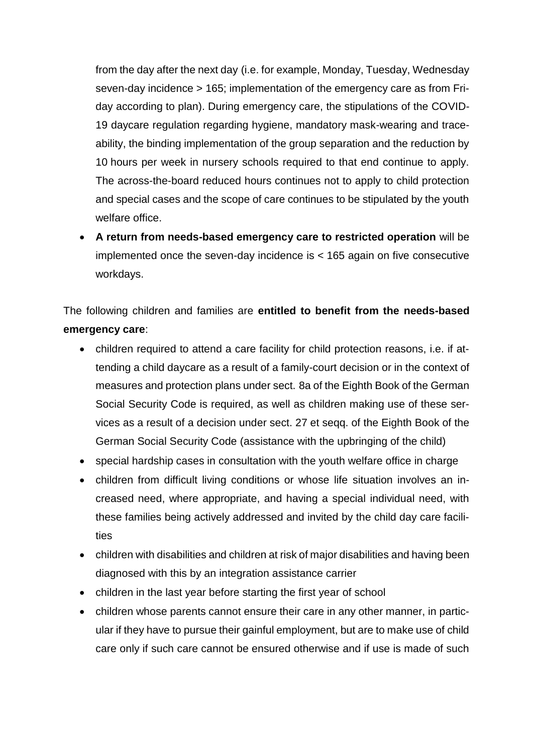from the day after the next day (i.e. for example, Monday, Tuesday, Wednesday seven-day incidence > 165; implementation of the emergency care as from Friday according to plan). During emergency care, the stipulations of the COVID-19 daycare regulation regarding hygiene, mandatory mask-wearing and traceability, the binding implementation of the group separation and the reduction by 10 hours per week in nursery schools required to that end continue to apply. The across-the-board reduced hours continues not to apply to child protection and special cases and the scope of care continues to be stipulated by the youth welfare office.

- **A return from needs-based emergency care to restricted operation** will be implemented once the seven-day incidence is < 165 again on five consecutive workdays.

The following children and families are **entitled to benefit from the needs-based emergency care**:

- children required to attend a care facility for child protection reasons, i.e. if attending a child daycare as a result of a family-court decision or in the context of measures and protection plans under sect. 8a of the Eighth Book of the German Social Security Code is required, as well as children making use of these services as a result of a decision under sect. 27 et seqq. of the Eighth Book of the German Social Security Code (assistance with the upbringing of the child)
- special hardship cases in consultation with the youth welfare office in charge
- children from difficult living conditions or whose life situation involves an increased need, where appropriate, and having a special individual need, with these families being actively addressed and invited by the child day care facilities
- children with disabilities and children at risk of major disabilities and having been diagnosed with this by an integration assistance carrier
- children in the last year before starting the first year of school
- children whose parents cannot ensure their care in any other manner, in particular if they have to pursue their gainful employment, but are to make use of child care only if such care cannot be ensured otherwise and if use is made of such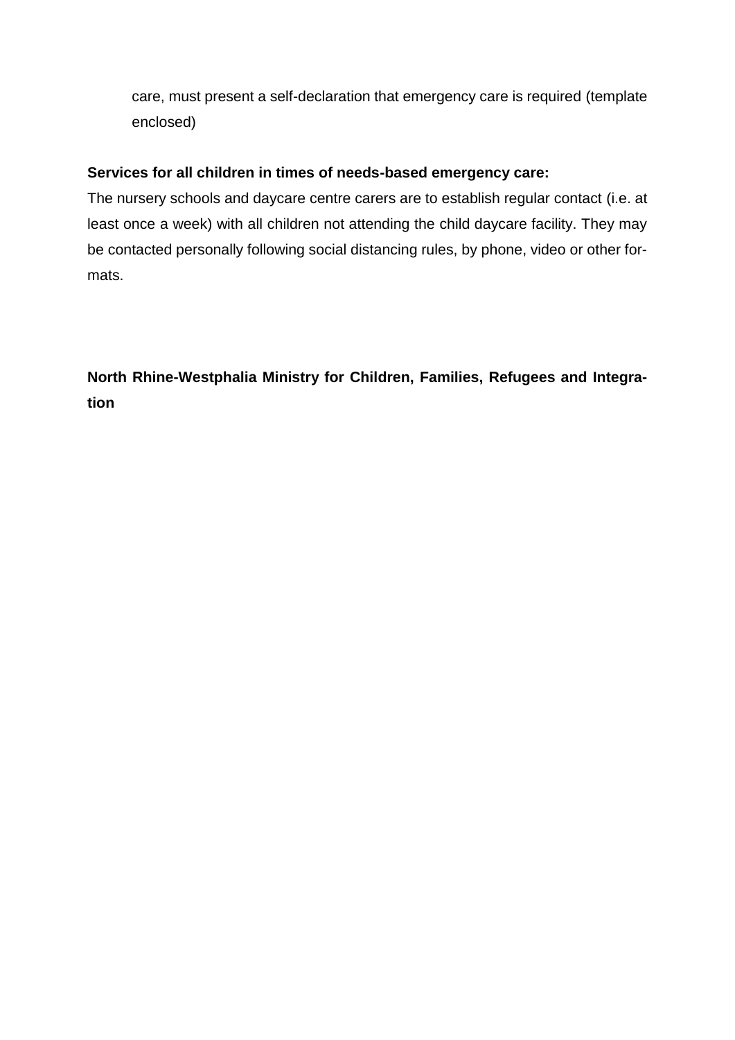care, must present a self-declaration that emergency care is required (template enclosed)

**Services for all children in times of needs-based emergency care:**

The nursery schools and daycare centre carers are to establish regular contact (i.e. at least once a week) with all children not attending the child daycare facility. They may be contacted personally following social distancing rules, by phone, video or other formats.

**North Rhine-Westphalia Ministry for Children, Families, Refugees and Integration**